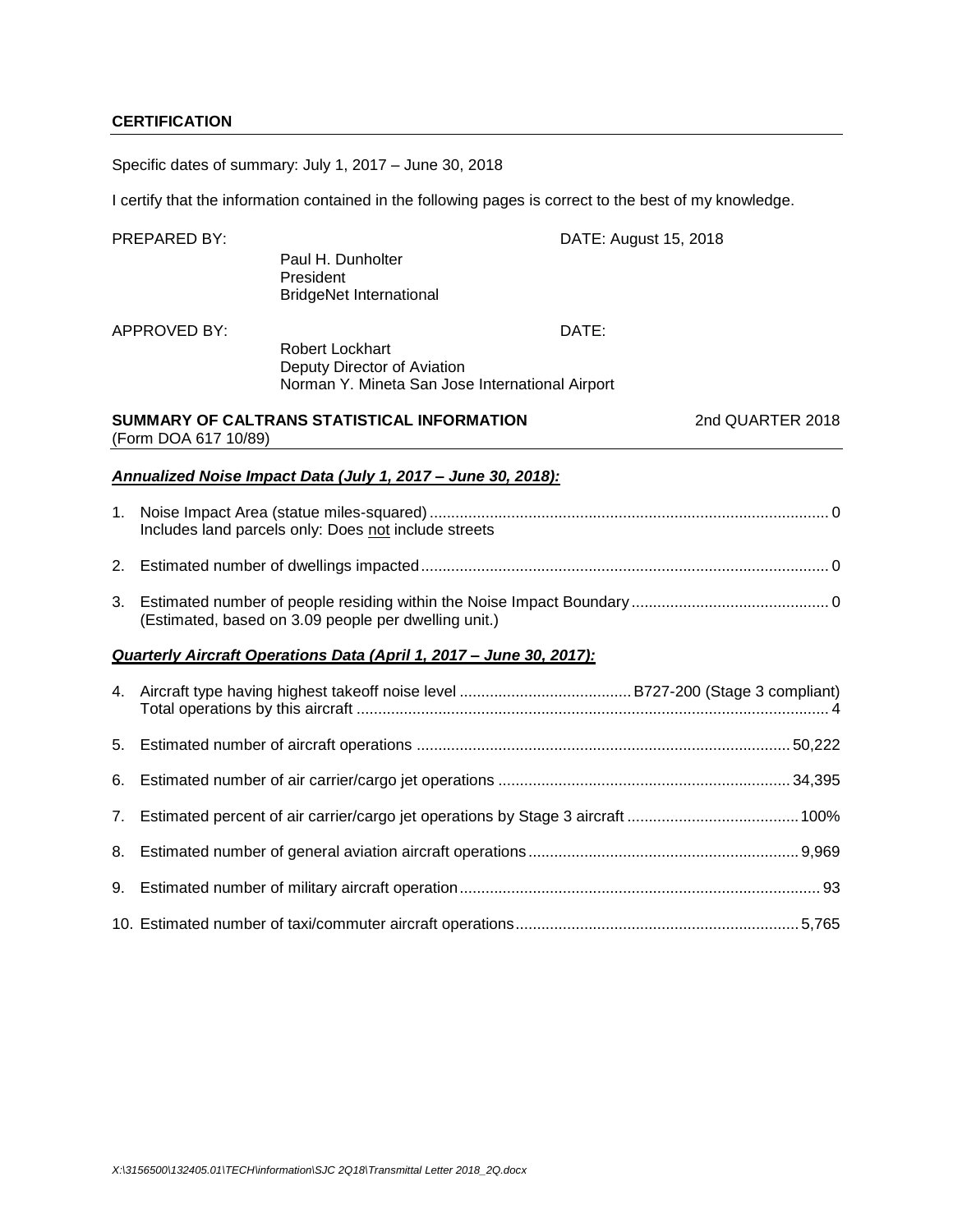**CERTIFICATION**

Specific dates of summary: July 1, 2017 – June 30, 2018

I certify that the information contained in the following pages is correct to the best of my knowledge.

PREPARED BY: DATE: August 15, 2018

Paul H. Dunholter
President
BridgeNet International

APPROVED BY: DATE:

Robert Lockhart
Deputy Director of Aviation
Norman Y. Mineta San Jose International Airport

**SUMMARY OF CALTRANS STATISTICAL INFORMATION** 2nd QUARTER 2018
(Form DOA 617 10/89)

***Annualized Noise Impact Data (July 1, 2017 – June 30, 2018):***

1. Noise Impact Area (statue miles-squared) ............ 0
   Includes land parcels only: Does not include streets

2. Estimated number of dwellings impacted ............ 0

3. Estimated number of people residing within the Noise Impact Boundary ............ 0
   (Estimated, based on 3.09 people per dwelling unit.)

***Quarterly Aircraft Operations Data (April 1, 2017 – June 30, 2017):***

4. Aircraft type having highest takeoff noise level ............ B727-200 (Stage 3 compliant)
   Total operations by this aircraft ............ 4

5. Estimated number of aircraft operations ............ 50,222

6. Estimated number of air carrier/cargo jet operations ............ 34,395

7. Estimated percent of air carrier/cargo jet operations by Stage 3 aircraft ............ 100%

8. Estimated number of general aviation aircraft operations ............ 9,969

9. Estimated number of military aircraft operation ............ 93

10. Estimated number of taxi/commuter aircraft operations ............ 5,765

*X:\3156500\132405.01\TECH\information\SJC 2Q18\Transmittal Letter 2018_2Q.docx*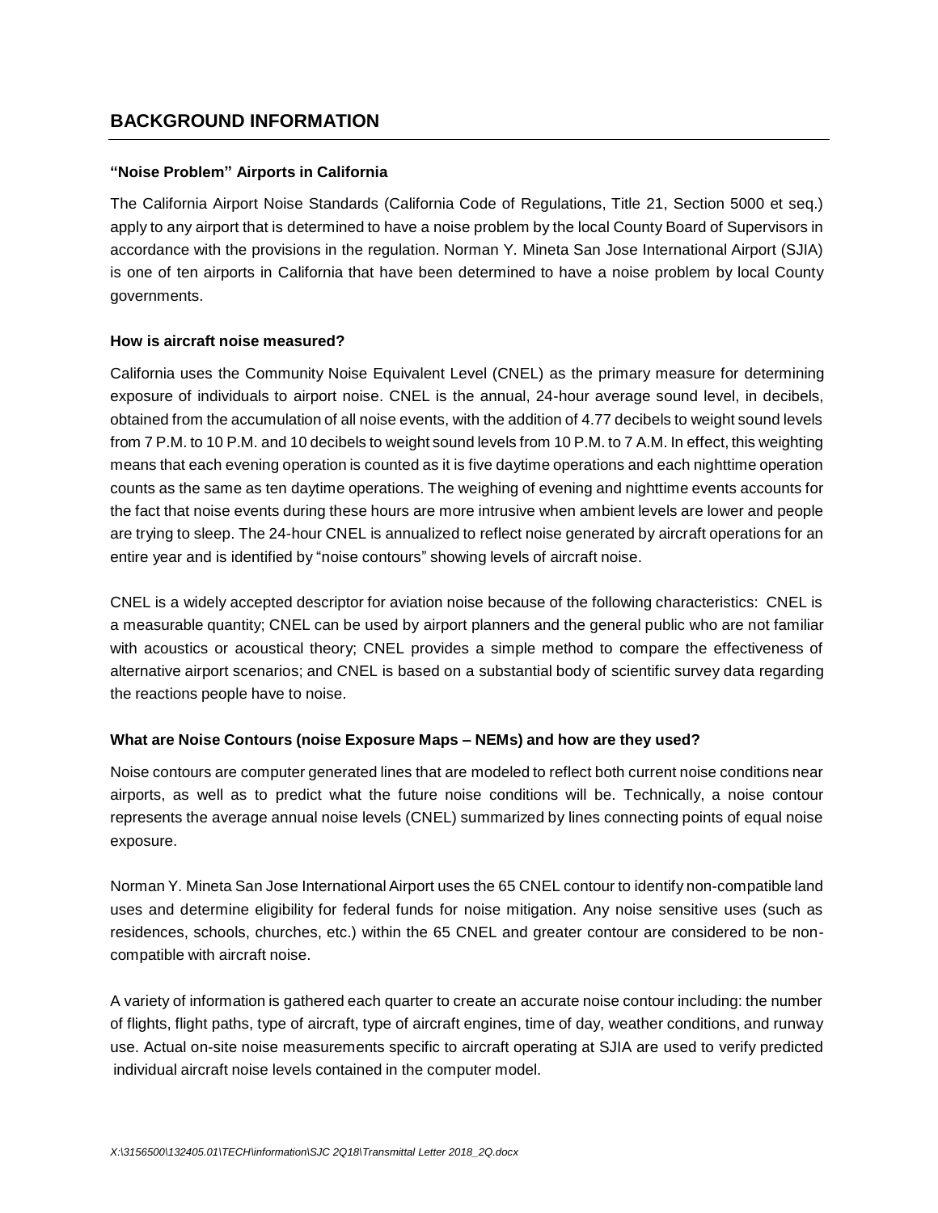## BACKGROUND INFORMATION

**"Noise Problem" Airports in California**

The California Airport Noise Standards (California Code of Regulations, Title 21, Section 5000 et seq.) apply to any airport that is determined to have a noise problem by the local County Board of Supervisors in accordance with the provisions in the regulation. Norman Y. Mineta San Jose International Airport (SJIA) is one of ten airports in California that have been determined to have a noise problem by local County governments.

**How is aircraft noise measured?**

California uses the Community Noise Equivalent Level (CNEL) as the primary measure for determining exposure of individuals to airport noise. CNEL is the annual, 24-hour average sound level, in decibels, obtained from the accumulation of all noise events, with the addition of 4.77 decibels to weight sound levels from 7 P.M. to 10 P.M. and 10 decibels to weight sound levels from 10 P.M. to 7 A.M. In effect, this weighting means that each evening operation is counted as it is five daytime operations and each nighttime operation counts as the same as ten daytime operations. The weighing of evening and nighttime events accounts for the fact that noise events during these hours are more intrusive when ambient levels are lower and people are trying to sleep. The 24-hour CNEL is annualized to reflect noise generated by aircraft operations for an entire year and is identified by "noise contours" showing levels of aircraft noise.

CNEL is a widely accepted descriptor for aviation noise because of the following characteristics: CNEL is a measurable quantity; CNEL can be used by airport planners and the general public who are not familiar with acoustics or acoustical theory; CNEL provides a simple method to compare the effectiveness of alternative airport scenarios; and CNEL is based on a substantial body of scientific survey data regarding the reactions people have to noise.

**What are Noise Contours (noise Exposure Maps – NEMs) and how are they used?**

Noise contours are computer generated lines that are modeled to reflect both current noise conditions near airports, as well as to predict what the future noise conditions will be. Technically, a noise contour represents the average annual noise levels (CNEL) summarized by lines connecting points of equal noise exposure.

Norman Y. Mineta San Jose International Airport uses the 65 CNEL contour to identify non-compatible land uses and determine eligibility for federal funds for noise mitigation. Any noise sensitive uses (such as residences, schools, churches, etc.) within the 65 CNEL and greater contour are considered to be non-compatible with aircraft noise.

A variety of information is gathered each quarter to create an accurate noise contour including: the number of flights, flight paths, type of aircraft, type of aircraft engines, time of day, weather conditions, and runway use. Actual on-site noise measurements specific to aircraft operating at SJIA are used to verify predicted individual aircraft noise levels contained in the computer model.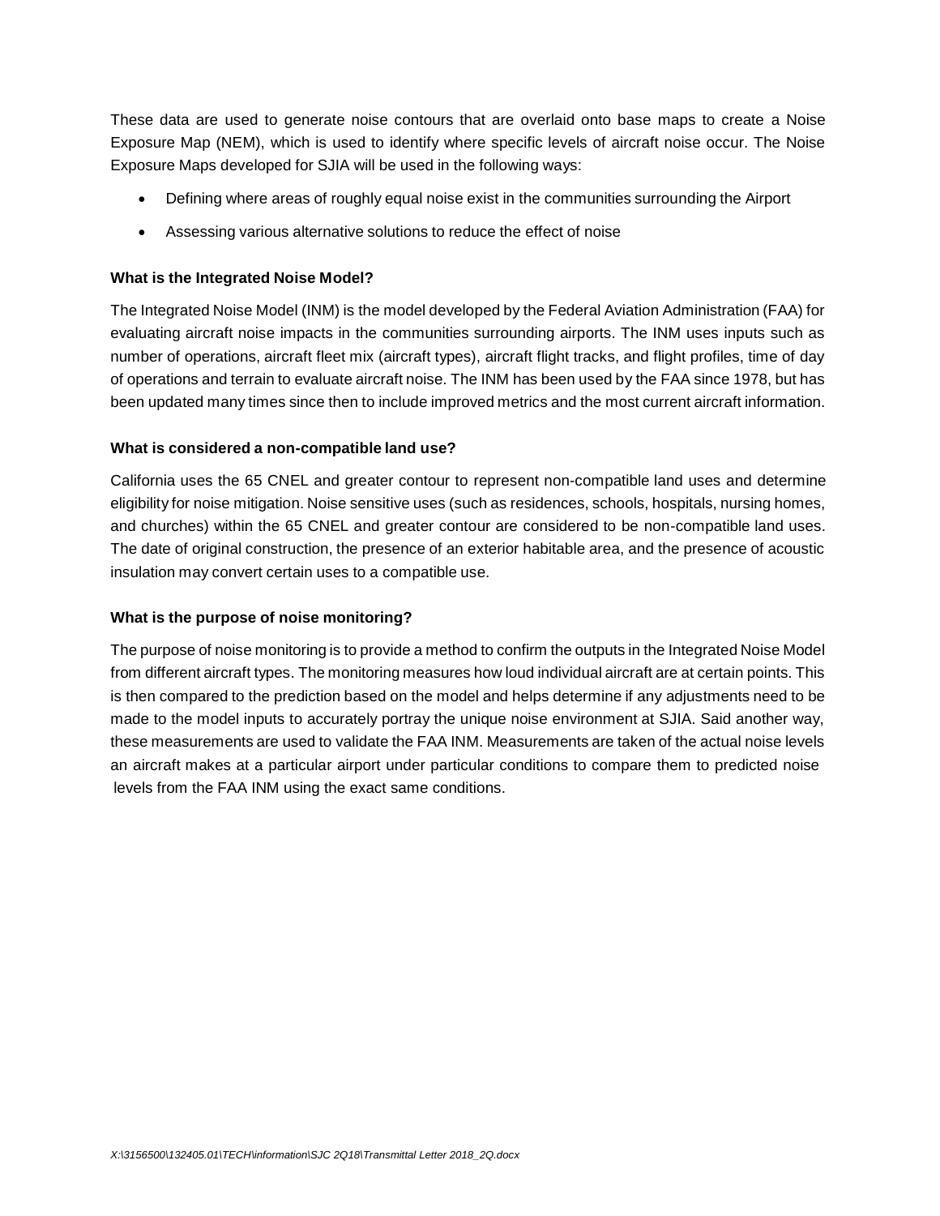These data are used to generate noise contours that are overlaid onto base maps to create a Noise Exposure Map (NEM), which is used to identify where specific levels of aircraft noise occur. The Noise Exposure Maps developed for SJIA will be used in the following ways:

- Defining where areas of roughly equal noise exist in the communities surrounding the Airport
- Assessing various alternative solutions to reduce the effect of noise

**What is the Integrated Noise Model?**

The Integrated Noise Model (INM) is the model developed by the Federal Aviation Administration (FAA) for evaluating aircraft noise impacts in the communities surrounding airports. The INM uses inputs such as number of operations, aircraft fleet mix (aircraft types), aircraft flight tracks, and flight profiles, time of day of operations and terrain to evaluate aircraft noise. The INM has been used by the FAA since 1978, but has been updated many times since then to include improved metrics and the most current aircraft information.

**What is considered a non-compatible land use?**

California uses the 65 CNEL and greater contour to represent non-compatible land uses and determine eligibility for noise mitigation. Noise sensitive uses (such as residences, schools, hospitals, nursing homes, and churches) within the 65 CNEL and greater contour are considered to be non-compatible land uses. The date of original construction, the presence of an exterior habitable area, and the presence of acoustic insulation may convert certain uses to a compatible use.

**What is the purpose of noise monitoring?**

The purpose of noise monitoring is to provide a method to confirm the outputs in the Integrated Noise Model from different aircraft types. The monitoring measures how loud individual aircraft are at certain points. This is then compared to the prediction based on the model and helps determine if any adjustments need to be made to the model inputs to accurately portray the unique noise environment at SJIA. Said another way, these measurements are used to validate the FAA INM. Measurements are taken of the actual noise levels an aircraft makes at a particular airport under particular conditions to compare them to predicted noise levels from the FAA INM using the exact same conditions.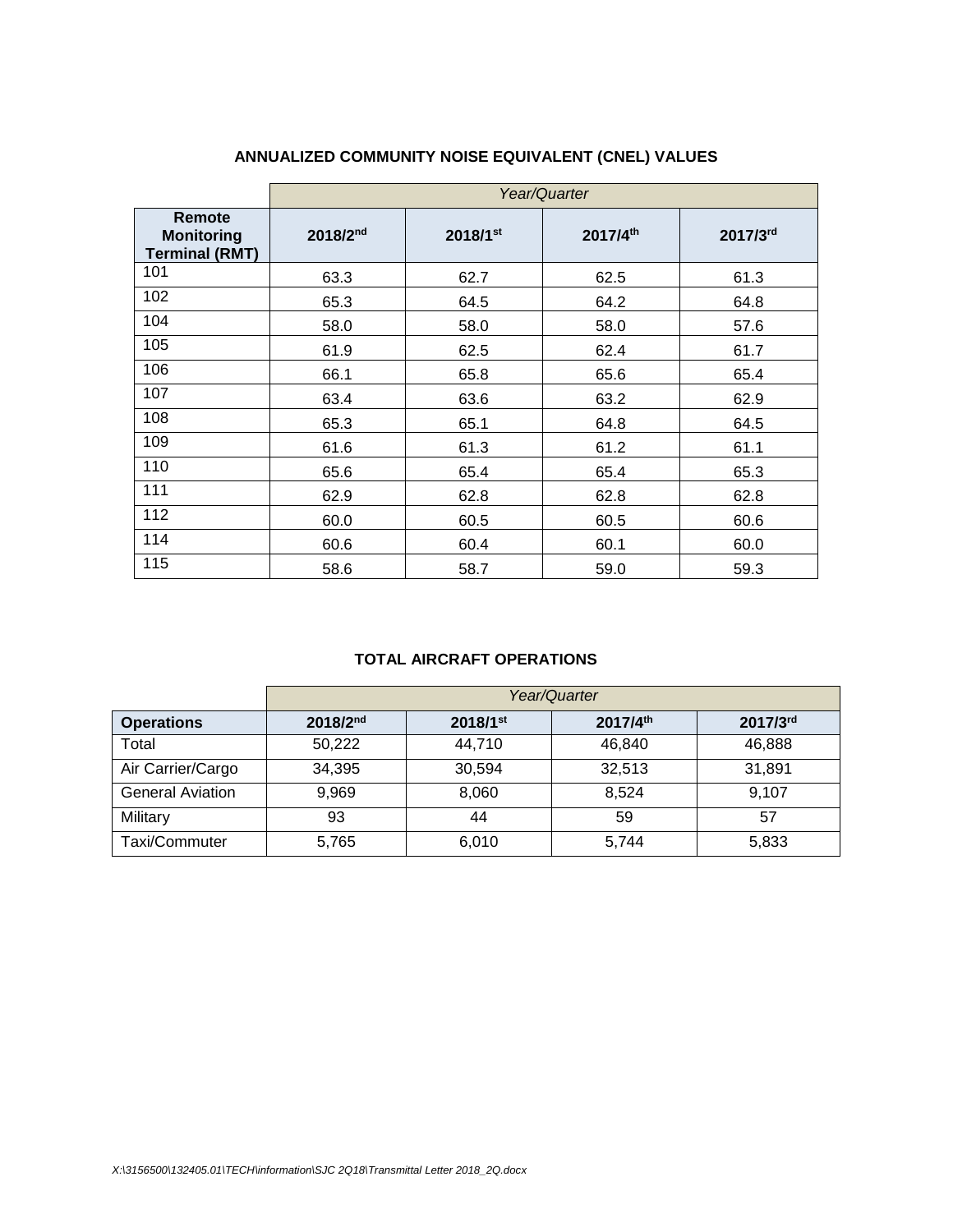## ANNUALIZED COMMUNITY NOISE EQUIVALENT (CNEL) VALUES

| | *Year/Quarter* | | | |
|---|---|---|---|---|
| **Remote Monitoring Terminal (RMT)** | **2018/2nd** | **2018/1st** | **2017/4th** | **2017/3rd** |
| 101 | 63.3 | 62.7 | 62.5 | 61.3 |
| 102 | 65.3 | 64.5 | 64.2 | 64.8 |
| 104 | 58.0 | 58.0 | 58.0 | 57.6 |
| 105 | 61.9 | 62.5 | 62.4 | 61.7 |
| 106 | 66.1 | 65.8 | 65.6 | 65.4 |
| 107 | 63.4 | 63.6 | 63.2 | 62.9 |
| 108 | 65.3 | 65.1 | 64.8 | 64.5 |
| 109 | 61.6 | 61.3 | 61.2 | 61.1 |
| 110 | 65.6 | 65.4 | 65.4 | 65.3 |
| 111 | 62.9 | 62.8 | 62.8 | 62.8 |
| 112 | 60.0 | 60.5 | 60.5 | 60.6 |
| 114 | 60.6 | 60.4 | 60.1 | 60.0 |
| 115 | 58.6 | 58.7 | 59.0 | 59.3 |

## TOTAL AIRCRAFT OPERATIONS

| | *Year/Quarter* | | | |
|---|---|---|---|---|
| **Operations** | **2018/2nd** | **2018/1st** | **2017/4th** | **2017/3rd** |
| Total | 50,222 | 44,710 | 46,840 | 46,888 |
| Air Carrier/Cargo | 34,395 | 30,594 | 32,513 | 31,891 |
| General Aviation | 9,969 | 8,060 | 8,524 | 9,107 |
| Military | 93 | 44 | 59 | 57 |
| Taxi/Commuter | 5,765 | 6,010 | 5,744 | 5,833 |

*X:\3156500\132405.01\TECH\information\SJC 2Q18\Transmittal Letter 2018_2Q.docx*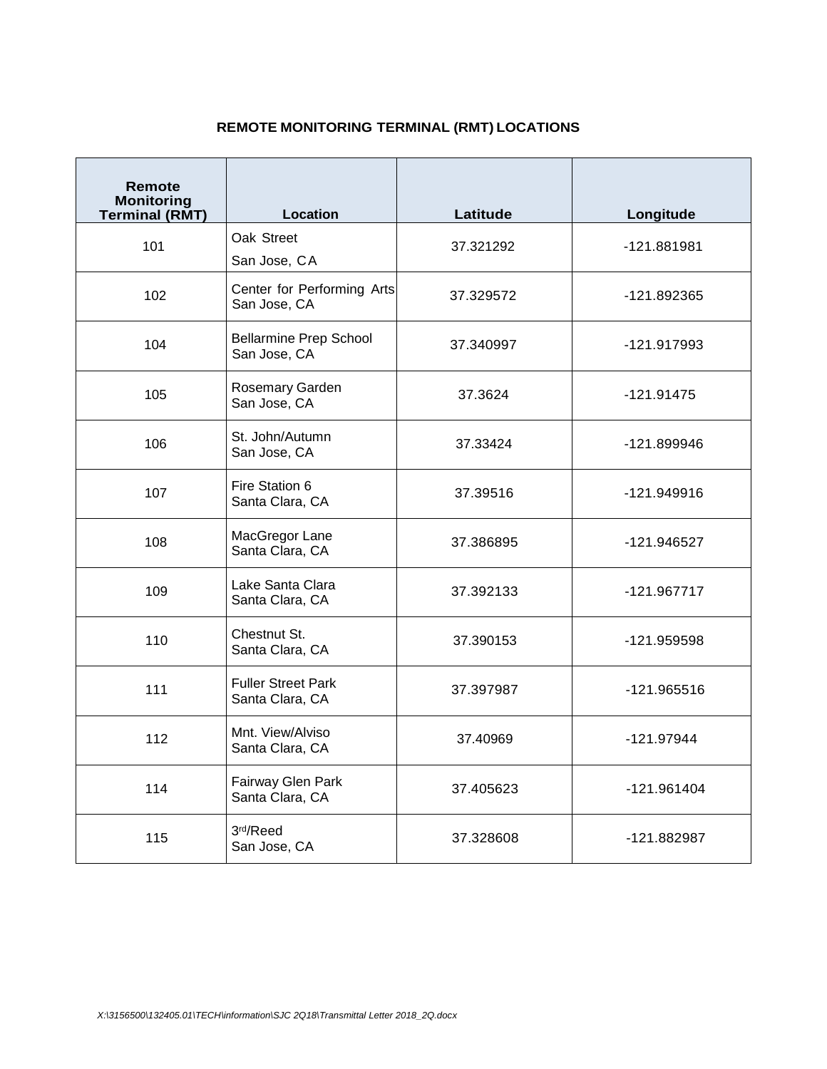## REMOTE MONITORING TERMINAL (RMT) LOCATIONS

| Remote Monitoring Terminal (RMT) | Location | Latitude | Longitude |
|---|---|---|---|
| 101 | Oak Street San Jose, CA | 37.321292 | -121.881981 |
| 102 | Center for Performing Arts San Jose, CA | 37.329572 | -121.892365 |
| 104 | Bellarmine Prep School San Jose, CA | 37.340997 | -121.917993 |
| 105 | Rosemary Garden San Jose, CA | 37.3624 | -121.91475 |
| 106 | St. John/Autumn San Jose, CA | 37.33424 | -121.899946 |
| 107 | Fire Station 6 Santa Clara, CA | 37.39516 | -121.949916 |
| 108 | MacGregor Lane Santa Clara, CA | 37.386895 | -121.946527 |
| 109 | Lake Santa Clara Santa Clara, CA | 37.392133 | -121.967717 |
| 110 | Chestnut St. Santa Clara, CA | 37.390153 | -121.959598 |
| 111 | Fuller Street Park Santa Clara, CA | 37.397987 | -121.965516 |
| 112 | Mnt. View/Alviso Santa Clara, CA | 37.40969 | -121.97944 |
| 114 | Fairway Glen Park Santa Clara, CA | 37.405623 | -121.961404 |
| 115 | 3rd/Reed San Jose, CA | 37.328608 | -121.882987 |

*X:\3156500\132405.01\TECH\information\SJC 2Q18\Transmittal Letter 2018_2Q.docx*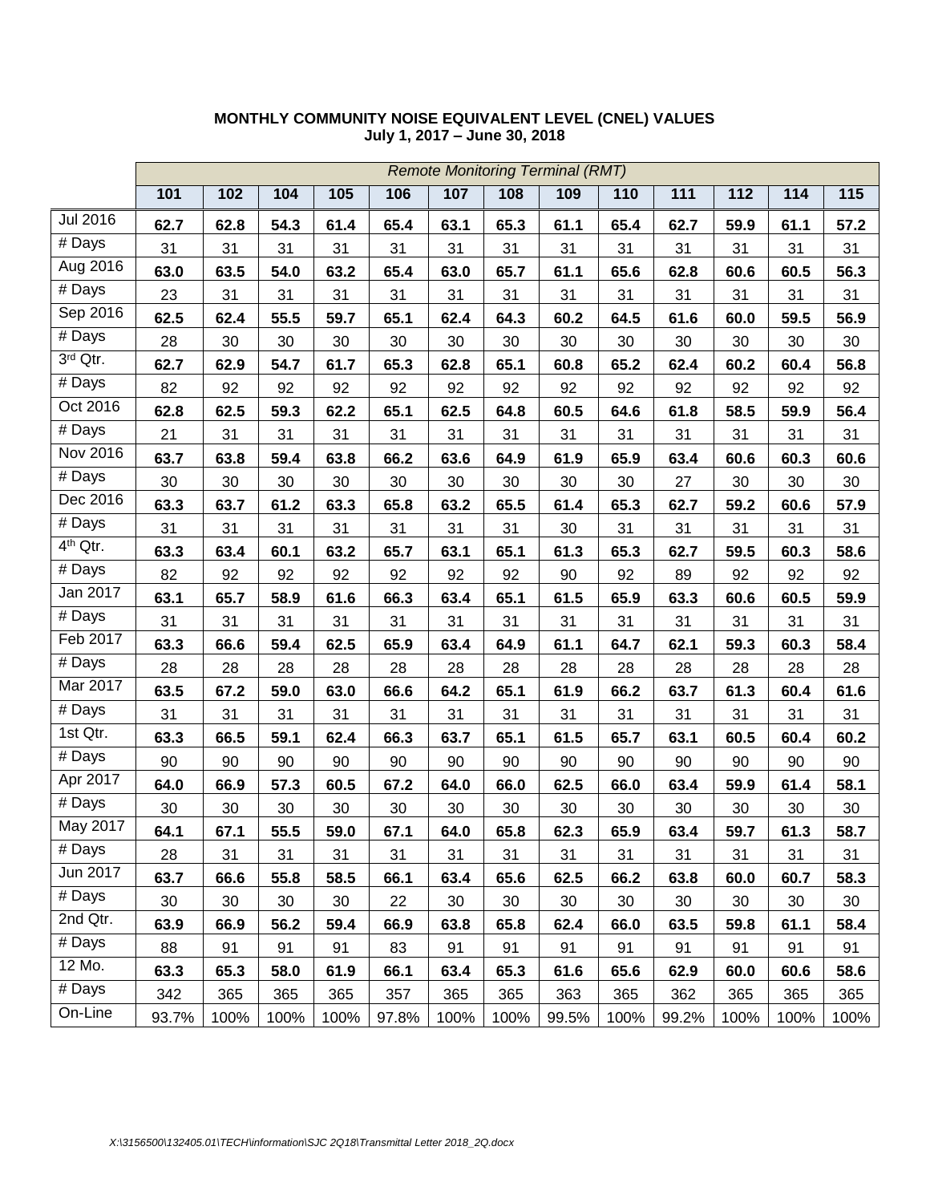**MONTHLY COMMUNITY NOISE EQUIVALENT LEVEL (CNEL) VALUES**
**July 1, 2017 – June 30, 2018**

| | *Remote Monitoring Terminal (RMT)* | | | | | | | | | | | | |
|---|---|---|---|---|---|---|---|---|---|---|---|---|---|
| | **101** | **102** | **104** | **105** | **106** | **107** | **108** | **109** | **110** | **111** | **112** | **114** | **115** |
| Jul 2016 | **62.7** | **62.8** | **54.3** | **61.4** | **65.4** | **63.1** | **65.3** | **61.1** | **65.4** | **62.7** | **59.9** | **61.1** | **57.2** |
| # Days | 31 | 31 | 31 | 31 | 31 | 31 | 31 | 31 | 31 | 31 | 31 | 31 | 31 |
| Aug 2016 | **63.0** | **63.5** | **54.0** | **63.2** | **65.4** | **63.0** | **65.7** | **61.1** | **65.6** | **62.8** | **60.6** | **60.5** | **56.3** |
| # Days | 23 | 31 | 31 | 31 | 31 | 31 | 31 | 31 | 31 | 31 | 31 | 31 | 31 |
| Sep 2016 | **62.5** | **62.4** | **55.5** | **59.7** | **65.1** | **62.4** | **64.3** | **60.2** | **64.5** | **61.6** | **60.0** | **59.5** | **56.9** |
| # Days | 28 | 30 | 30 | 30 | 30 | 30 | 30 | 30 | 30 | 30 | 30 | 30 | 30 |
| 3rd Qtr. | **62.7** | **62.9** | **54.7** | **61.7** | **65.3** | **62.8** | **65.1** | **60.8** | **65.2** | **62.4** | **60.2** | **60.4** | **56.8** |
| # Days | 82 | 92 | 92 | 92 | 92 | 92 | 92 | 92 | 92 | 92 | 92 | 92 | 92 |
| Oct 2016 | **62.8** | **62.5** | **59.3** | **62.2** | **65.1** | **62.5** | **64.8** | **60.5** | **64.6** | **61.8** | **58.5** | **59.9** | **56.4** |
| # Days | 21 | 31 | 31 | 31 | 31 | 31 | 31 | 31 | 31 | 31 | 31 | 31 | 31 |
| Nov 2016 | **63.7** | **63.8** | **59.4** | **63.8** | **66.2** | **63.6** | **64.9** | **61.9** | **65.9** | **63.4** | **60.6** | **60.3** | **60.6** |
| # Days | 30 | 30 | 30 | 30 | 30 | 30 | 30 | 30 | 30 | 27 | 30 | 30 | 30 |
| Dec 2016 | **63.3** | **63.7** | **61.2** | **63.3** | **65.8** | **63.2** | **65.5** | **61.4** | **65.3** | **62.7** | **59.2** | **60.6** | **57.9** |
| # Days | 31 | 31 | 31 | 31 | 31 | 31 | 31 | 30 | 31 | 31 | 31 | 31 | 31 |
| 4th Qtr. | **63.3** | **63.4** | **60.1** | **63.2** | **65.7** | **63.1** | **65.1** | **61.3** | **65.3** | **62.7** | **59.5** | **60.3** | **58.6** |
| # Days | 82 | 92 | 92 | 92 | 92 | 92 | 92 | 90 | 92 | 89 | 92 | 92 | 92 |
| Jan 2017 | **63.1** | **65.7** | **58.9** | **61.6** | **66.3** | **63.4** | **65.1** | **61.5** | **65.9** | **63.3** | **60.6** | **60.5** | **59.9** |
| # Days | 31 | 31 | 31 | 31 | 31 | 31 | 31 | 31 | 31 | 31 | 31 | 31 | 31 |
| Feb 2017 | **63.3** | **66.6** | **59.4** | **62.5** | **65.9** | **63.4** | **64.9** | **61.1** | **64.7** | **62.1** | **59.3** | **60.3** | **58.4** |
| # Days | 28 | 28 | 28 | 28 | 28 | 28 | 28 | 28 | 28 | 28 | 28 | 28 | 28 |
| Mar 2017 | **63.5** | **67.2** | **59.0** | **63.0** | **66.6** | **64.2** | **65.1** | **61.9** | **66.2** | **63.7** | **61.3** | **60.4** | **61.6** |
| # Days | 31 | 31 | 31 | 31 | 31 | 31 | 31 | 31 | 31 | 31 | 31 | 31 | 31 |
| 1st Qtr. | **63.3** | **66.5** | **59.1** | **62.4** | **66.3** | **63.7** | **65.1** | **61.5** | **65.7** | **63.1** | **60.5** | **60.4** | **60.2** |
| # Days | 90 | 90 | 90 | 90 | 90 | 90 | 90 | 90 | 90 | 90 | 90 | 90 | 90 |
| Apr 2017 | **64.0** | **66.9** | **57.3** | **60.5** | **67.2** | **64.0** | **66.0** | **62.5** | **66.0** | **63.4** | **59.9** | **61.4** | **58.1** |
| # Days | 30 | 30 | 30 | 30 | 30 | 30 | 30 | 30 | 30 | 30 | 30 | 30 | 30 |
| May 2017 | **64.1** | **67.1** | **55.5** | **59.0** | **67.1** | **64.0** | **65.8** | **62.3** | **65.9** | **63.4** | **59.7** | **61.3** | **58.7** |
| # Days | 28 | 31 | 31 | 31 | 31 | 31 | 31 | 31 | 31 | 31 | 31 | 31 | 31 |
| Jun 2017 | **63.7** | **66.6** | **55.8** | **58.5** | **66.1** | **63.4** | **65.6** | **62.5** | **66.2** | **63.8** | **60.0** | **60.7** | **58.3** |
| # Days | 30 | 30 | 30 | 30 | 22 | 30 | 30 | 30 | 30 | 30 | 30 | 30 | 30 |
| 2nd Qtr. | **63.9** | **66.9** | **56.2** | **59.4** | **66.9** | **63.8** | **65.8** | **62.4** | **66.0** | **63.5** | **59.8** | **61.1** | **58.4** |
| # Days | 88 | 91 | 91 | 91 | 83 | 91 | 91 | 91 | 91 | 91 | 91 | 91 | 91 |
| 12 Mo. | **63.3** | **65.3** | **58.0** | **61.9** | **66.1** | **63.4** | **65.3** | **61.6** | **65.6** | **62.9** | **60.0** | **60.6** | **58.6** |
| # Days | 342 | 365 | 365 | 365 | 357 | 365 | 365 | 363 | 365 | 362 | 365 | 365 | 365 |
| On-Line | 93.7% | 100% | 100% | 100% | 97.8% | 100% | 100% | 99.5% | 100% | 99.2% | 100% | 100% | 100% |

*X:\3156500\132405.01\TECH\information\SJC 2Q18\Transmittal Letter 2018_2Q.docx*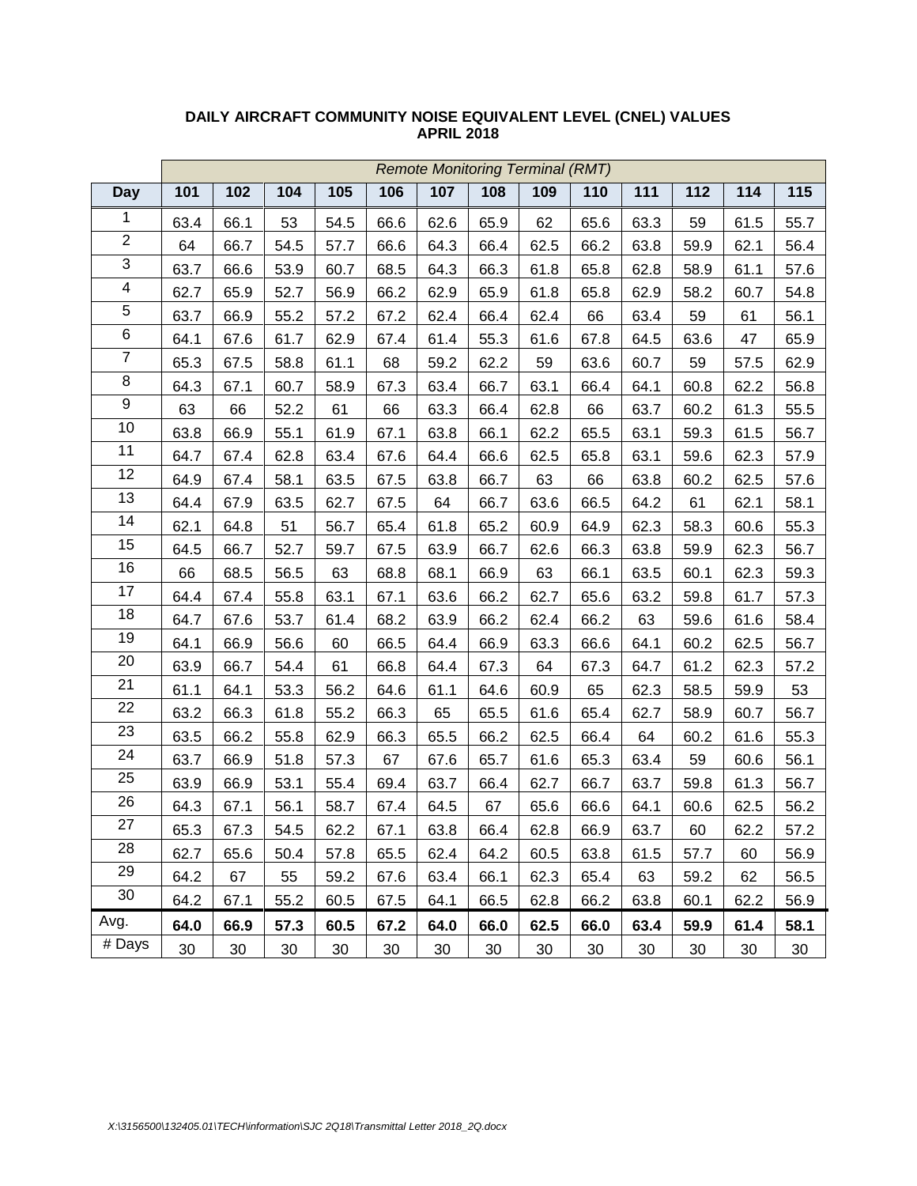**DAILY AIRCRAFT COMMUNITY NOISE EQUIVALENT LEVEL (CNEL) VALUES**
**APRIL 2018**

| | *Remote Monitoring Terminal (RMT)* | | | | | | | | | | | | |
|---|---|---|---|---|---|---|---|---|---|---|---|---|---|
| **Day** | **101** | **102** | **104** | **105** | **106** | **107** | **108** | **109** | **110** | **111** | **112** | **114** | **115** |
| 1 | 63.4 | 66.1 | 53 | 54.5 | 66.6 | 62.6 | 65.9 | 62 | 65.6 | 63.3 | 59 | 61.5 | 55.7 |
| 2 | 64 | 66.7 | 54.5 | 57.7 | 66.6 | 64.3 | 66.4 | 62.5 | 66.2 | 63.8 | 59.9 | 62.1 | 56.4 |
| 3 | 63.7 | 66.6 | 53.9 | 60.7 | 68.5 | 64.3 | 66.3 | 61.8 | 65.8 | 62.8 | 58.9 | 61.1 | 57.6 |
| 4 | 62.7 | 65.9 | 52.7 | 56.9 | 66.2 | 62.9 | 65.9 | 61.8 | 65.8 | 62.9 | 58.2 | 60.7 | 54.8 |
| 5 | 63.7 | 66.9 | 55.2 | 57.2 | 67.2 | 62.4 | 66.4 | 62.4 | 66 | 63.4 | 59 | 61 | 56.1 |
| 6 | 64.1 | 67.6 | 61.7 | 62.9 | 67.4 | 61.4 | 55.3 | 61.6 | 67.8 | 64.5 | 63.6 | 47 | 65.9 |
| 7 | 65.3 | 67.5 | 58.8 | 61.1 | 68 | 59.2 | 62.2 | 59 | 63.6 | 60.7 | 59 | 57.5 | 62.9 |
| 8 | 64.3 | 67.1 | 60.7 | 58.9 | 67.3 | 63.4 | 66.7 | 63.1 | 66.4 | 64.1 | 60.8 | 62.2 | 56.8 |
| 9 | 63 | 66 | 52.2 | 61 | 66 | 63.3 | 66.4 | 62.8 | 66 | 63.7 | 60.2 | 61.3 | 55.5 |
| 10 | 63.8 | 66.9 | 55.1 | 61.9 | 67.1 | 63.8 | 66.1 | 62.2 | 65.5 | 63.1 | 59.3 | 61.5 | 56.7 |
| 11 | 64.7 | 67.4 | 62.8 | 63.4 | 67.6 | 64.4 | 66.6 | 62.5 | 65.8 | 63.1 | 59.6 | 62.3 | 57.9 |
| 12 | 64.9 | 67.4 | 58.1 | 63.5 | 67.5 | 63.8 | 66.7 | 63 | 66 | 63.8 | 60.2 | 62.5 | 57.6 |
| 13 | 64.4 | 67.9 | 63.5 | 62.7 | 67.5 | 64 | 66.7 | 63.6 | 66.5 | 64.2 | 61 | 62.1 | 58.1 |
| 14 | 62.1 | 64.8 | 51 | 56.7 | 65.4 | 61.8 | 65.2 | 60.9 | 64.9 | 62.3 | 58.3 | 60.6 | 55.3 |
| 15 | 64.5 | 66.7 | 52.7 | 59.7 | 67.5 | 63.9 | 66.7 | 62.6 | 66.3 | 63.8 | 59.9 | 62.3 | 56.7 |
| 16 | 66 | 68.5 | 56.5 | 63 | 68.8 | 68.1 | 66.9 | 63 | 66.1 | 63.5 | 60.1 | 62.3 | 59.3 |
| 17 | 64.4 | 67.4 | 55.8 | 63.1 | 67.1 | 63.6 | 66.2 | 62.7 | 65.6 | 63.2 | 59.8 | 61.7 | 57.3 |
| 18 | 64.7 | 67.6 | 53.7 | 61.4 | 68.2 | 63.9 | 66.2 | 62.4 | 66.2 | 63 | 59.6 | 61.6 | 58.4 |
| 19 | 64.1 | 66.9 | 56.6 | 60 | 66.5 | 64.4 | 66.9 | 63.3 | 66.6 | 64.1 | 60.2 | 62.5 | 56.7 |
| 20 | 63.9 | 66.7 | 54.4 | 61 | 66.8 | 64.4 | 67.3 | 64 | 67.3 | 64.7 | 61.2 | 62.3 | 57.2 |
| 21 | 61.1 | 64.1 | 53.3 | 56.2 | 64.6 | 61.1 | 64.6 | 60.9 | 65 | 62.3 | 58.5 | 59.9 | 53 |
| 22 | 63.2 | 66.3 | 61.8 | 55.2 | 66.3 | 65 | 65.5 | 61.6 | 65.4 | 62.7 | 58.9 | 60.7 | 56.7 |
| 23 | 63.5 | 66.2 | 55.8 | 62.9 | 66.3 | 65.5 | 66.2 | 62.5 | 66.4 | 64 | 60.2 | 61.6 | 55.3 |
| 24 | 63.7 | 66.9 | 51.8 | 57.3 | 67 | 67.6 | 65.7 | 61.6 | 65.3 | 63.4 | 59 | 60.6 | 56.1 |
| 25 | 63.9 | 66.9 | 53.1 | 55.4 | 69.4 | 63.7 | 66.4 | 62.7 | 66.7 | 63.7 | 59.8 | 61.3 | 56.7 |
| 26 | 64.3 | 67.1 | 56.1 | 58.7 | 67.4 | 64.5 | 67 | 65.6 | 66.6 | 64.1 | 60.6 | 62.5 | 56.2 |
| 27 | 65.3 | 67.3 | 54.5 | 62.2 | 67.1 | 63.8 | 66.4 | 62.8 | 66.9 | 63.7 | 60 | 62.2 | 57.2 |
| 28 | 62.7 | 65.6 | 50.4 | 57.8 | 65.5 | 62.4 | 64.2 | 60.5 | 63.8 | 61.5 | 57.7 | 60 | 56.9 |
| 29 | 64.2 | 67 | 55 | 59.2 | 67.6 | 63.4 | 66.1 | 62.3 | 65.4 | 63 | 59.2 | 62 | 56.5 |
| 30 | 64.2 | 67.1 | 55.2 | 60.5 | 67.5 | 64.1 | 66.5 | 62.8 | 66.2 | 63.8 | 60.1 | 62.2 | 56.9 |
| Avg. | **64.0** | **66.9** | **57.3** | **60.5** | **67.2** | **64.0** | **66.0** | **62.5** | **66.0** | **63.4** | **59.9** | **61.4** | **58.1** |
| # Days | 30 | 30 | 30 | 30 | 30 | 30 | 30 | 30 | 30 | 30 | 30 | 30 | 30 |

*X:\3156500\132405.01\TECH\information\SJC 2Q18\Transmittal Letter 2018_2Q.docx*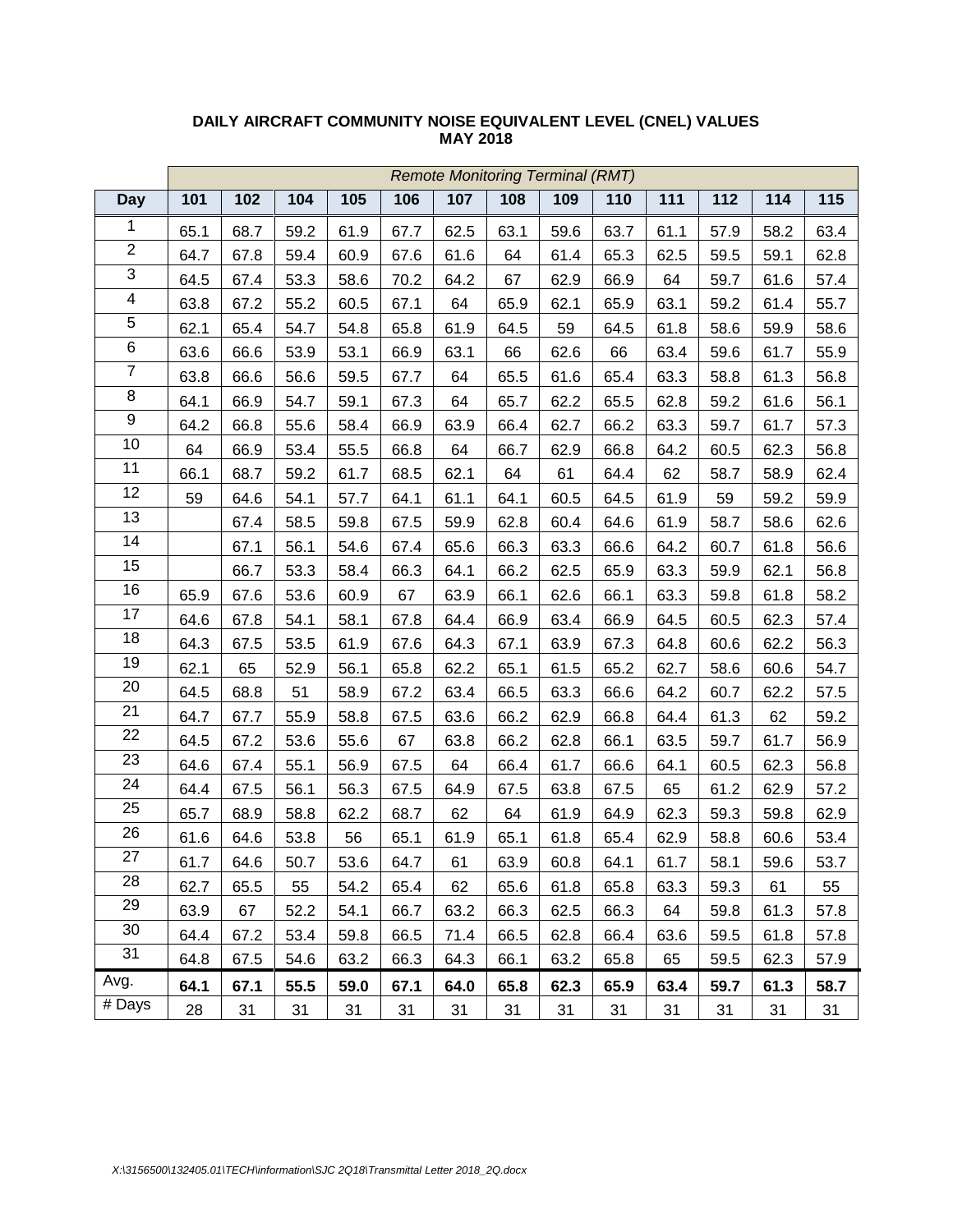**DAILY AIRCRAFT COMMUNITY NOISE EQUIVALENT LEVEL (CNEL) VALUES**
**MAY 2018**

| | *Remote Monitoring Terminal (RMT)* | | | | | | | | | | | | |
|---|---|---|---|---|---|---|---|---|---|---|---|---|---|
| **Day** | **101** | **102** | **104** | **105** | **106** | **107** | **108** | **109** | **110** | **111** | **112** | **114** | **115** |
| 1 | 65.1 | 68.7 | 59.2 | 61.9 | 67.7 | 62.5 | 63.1 | 59.6 | 63.7 | 61.1 | 57.9 | 58.2 | 63.4 |
| 2 | 64.7 | 67.8 | 59.4 | 60.9 | 67.6 | 61.6 | 64 | 61.4 | 65.3 | 62.5 | 59.5 | 59.1 | 62.8 |
| 3 | 64.5 | 67.4 | 53.3 | 58.6 | 70.2 | 64.2 | 67 | 62.9 | 66.9 | 64 | 59.7 | 61.6 | 57.4 |
| 4 | 63.8 | 67.2 | 55.2 | 60.5 | 67.1 | 64 | 65.9 | 62.1 | 65.9 | 63.1 | 59.2 | 61.4 | 55.7 |
| 5 | 62.1 | 65.4 | 54.7 | 54.8 | 65.8 | 61.9 | 64.5 | 59 | 64.5 | 61.8 | 58.6 | 59.9 | 58.6 |
| 6 | 63.6 | 66.6 | 53.9 | 53.1 | 66.9 | 63.1 | 66 | 62.6 | 66 | 63.4 | 59.6 | 61.7 | 55.9 |
| 7 | 63.8 | 66.6 | 56.6 | 59.5 | 67.7 | 64 | 65.5 | 61.6 | 65.4 | 63.3 | 58.8 | 61.3 | 56.8 |
| 8 | 64.1 | 66.9 | 54.7 | 59.1 | 67.3 | 64 | 65.7 | 62.2 | 65.5 | 62.8 | 59.2 | 61.6 | 56.1 |
| 9 | 64.2 | 66.8 | 55.6 | 58.4 | 66.9 | 63.9 | 66.4 | 62.7 | 66.2 | 63.3 | 59.7 | 61.7 | 57.3 |
| 10 | 64 | 66.9 | 53.4 | 55.5 | 66.8 | 64 | 66.7 | 62.9 | 66.8 | 64.2 | 60.5 | 62.3 | 56.8 |
| 11 | 66.1 | 68.7 | 59.2 | 61.7 | 68.5 | 62.1 | 64 | 61 | 64.4 | 62 | 58.7 | 58.9 | 62.4 |
| 12 | 59 | 64.6 | 54.1 | 57.7 | 64.1 | 61.1 | 64.1 | 60.5 | 64.5 | 61.9 | 59 | 59.2 | 59.9 |
| 13 | | 67.4 | 58.5 | 59.8 | 67.5 | 59.9 | 62.8 | 60.4 | 64.6 | 61.9 | 58.7 | 58.6 | 62.6 |
| 14 | | 67.1 | 56.1 | 54.6 | 67.4 | 65.6 | 66.3 | 63.3 | 66.6 | 64.2 | 60.7 | 61.8 | 56.6 |
| 15 | | 66.7 | 53.3 | 58.4 | 66.3 | 64.1 | 66.2 | 62.5 | 65.9 | 63.3 | 59.9 | 62.1 | 56.8 |
| 16 | 65.9 | 67.6 | 53.6 | 60.9 | 67 | 63.9 | 66.1 | 62.6 | 66.1 | 63.3 | 59.8 | 61.8 | 58.2 |
| 17 | 64.6 | 67.8 | 54.1 | 58.1 | 67.8 | 64.4 | 66.9 | 63.4 | 66.9 | 64.5 | 60.5 | 62.3 | 57.4 |
| 18 | 64.3 | 67.5 | 53.5 | 61.9 | 67.6 | 64.3 | 67.1 | 63.9 | 67.3 | 64.8 | 60.6 | 62.2 | 56.3 |
| 19 | 62.1 | 65 | 52.9 | 56.1 | 65.8 | 62.2 | 65.1 | 61.5 | 65.2 | 62.7 | 58.6 | 60.6 | 54.7 |
| 20 | 64.5 | 68.8 | 51 | 58.9 | 67.2 | 63.4 | 66.5 | 63.3 | 66.6 | 64.2 | 60.7 | 62.2 | 57.5 |
| 21 | 64.7 | 67.7 | 55.9 | 58.8 | 67.5 | 63.6 | 66.2 | 62.9 | 66.8 | 64.4 | 61.3 | 62 | 59.2 |
| 22 | 64.5 | 67.2 | 53.6 | 55.6 | 67 | 63.8 | 66.2 | 62.8 | 66.1 | 63.5 | 59.7 | 61.7 | 56.9 |
| 23 | 64.6 | 67.4 | 55.1 | 56.9 | 67.5 | 64 | 66.4 | 61.7 | 66.6 | 64.1 | 60.5 | 62.3 | 56.8 |
| 24 | 64.4 | 67.5 | 56.1 | 56.3 | 67.5 | 64.9 | 67.5 | 63.8 | 67.5 | 65 | 61.2 | 62.9 | 57.2 |
| 25 | 65.7 | 68.9 | 58.8 | 62.2 | 68.7 | 62 | 64 | 61.9 | 64.9 | 62.3 | 59.3 | 59.8 | 62.9 |
| 26 | 61.6 | 64.6 | 53.8 | 56 | 65.1 | 61.9 | 65.1 | 61.8 | 65.4 | 62.9 | 58.8 | 60.6 | 53.4 |
| 27 | 61.7 | 64.6 | 50.7 | 53.6 | 64.7 | 61 | 63.9 | 60.8 | 64.1 | 61.7 | 58.1 | 59.6 | 53.7 |
| 28 | 62.7 | 65.5 | 55 | 54.2 | 65.4 | 62 | 65.6 | 61.8 | 65.8 | 63.3 | 59.3 | 61 | 55 |
| 29 | 63.9 | 67 | 52.2 | 54.1 | 66.7 | 63.2 | 66.3 | 62.5 | 66.3 | 64 | 59.8 | 61.3 | 57.8 |
| 30 | 64.4 | 67.2 | 53.4 | 59.8 | 66.5 | 71.4 | 66.5 | 62.8 | 66.4 | 63.6 | 59.5 | 61.8 | 57.8 |
| 31 | 64.8 | 67.5 | 54.6 | 63.2 | 66.3 | 64.3 | 66.1 | 63.2 | 65.8 | 65 | 59.5 | 62.3 | 57.9 |
| Avg. | **64.1** | **67.1** | **55.5** | **59.0** | **67.1** | **64.0** | **65.8** | **62.3** | **65.9** | **63.4** | **59.7** | **61.3** | **58.7** |
| # Days | 28 | 31 | 31 | 31 | 31 | 31 | 31 | 31 | 31 | 31 | 31 | 31 | 31 |

*X:\3156500\132405.01\TECH\information\SJC 2Q18\Transmittal Letter 2018_2Q.docx*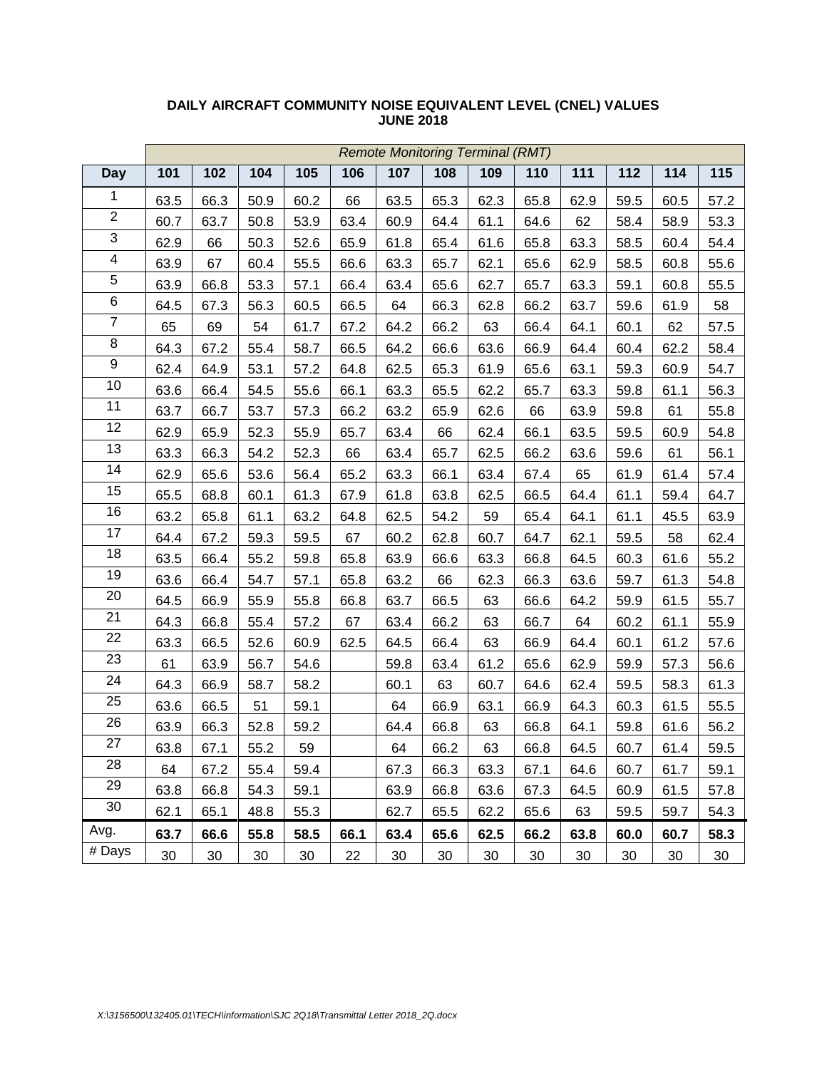**DAILY AIRCRAFT COMMUNITY NOISE EQUIVALENT LEVEL (CNEL) VALUES**
**JUNE 2018**

| | *Remote Monitoring Terminal (RMT)* | | | | | | | | | | | | |
|---|---|---|---|---|---|---|---|---|---|---|---|---|---|
| **Day** | **101** | **102** | **104** | **105** | **106** | **107** | **108** | **109** | **110** | **111** | **112** | **114** | **115** |
| 1 | 63.5 | 66.3 | 50.9 | 60.2 | 66 | 63.5 | 65.3 | 62.3 | 65.8 | 62.9 | 59.5 | 60.5 | 57.2 |
| 2 | 60.7 | 63.7 | 50.8 | 53.9 | 63.4 | 60.9 | 64.4 | 61.1 | 64.6 | 62 | 58.4 | 58.9 | 53.3 |
| 3 | 62.9 | 66 | 50.3 | 52.6 | 65.9 | 61.8 | 65.4 | 61.6 | 65.8 | 63.3 | 58.5 | 60.4 | 54.4 |
| 4 | 63.9 | 67 | 60.4 | 55.5 | 66.6 | 63.3 | 65.7 | 62.1 | 65.6 | 62.9 | 58.5 | 60.8 | 55.6 |
| 5 | 63.9 | 66.8 | 53.3 | 57.1 | 66.4 | 63.4 | 65.6 | 62.7 | 65.7 | 63.3 | 59.1 | 60.8 | 55.5 |
| 6 | 64.5 | 67.3 | 56.3 | 60.5 | 66.5 | 64 | 66.3 | 62.8 | 66.2 | 63.7 | 59.6 | 61.9 | 58 |
| 7 | 65 | 69 | 54 | 61.7 | 67.2 | 64.2 | 66.2 | 63 | 66.4 | 64.1 | 60.1 | 62 | 57.5 |
| 8 | 64.3 | 67.2 | 55.4 | 58.7 | 66.5 | 64.2 | 66.6 | 63.6 | 66.9 | 64.4 | 60.4 | 62.2 | 58.4 |
| 9 | 62.4 | 64.9 | 53.1 | 57.2 | 64.8 | 62.5 | 65.3 | 61.9 | 65.6 | 63.1 | 59.3 | 60.9 | 54.7 |
| 10 | 63.6 | 66.4 | 54.5 | 55.6 | 66.1 | 63.3 | 65.5 | 62.2 | 65.7 | 63.3 | 59.8 | 61.1 | 56.3 |
| 11 | 63.7 | 66.7 | 53.7 | 57.3 | 66.2 | 63.2 | 65.9 | 62.6 | 66 | 63.9 | 59.8 | 61 | 55.8 |
| 12 | 62.9 | 65.9 | 52.3 | 55.9 | 65.7 | 63.4 | 66 | 62.4 | 66.1 | 63.5 | 59.5 | 60.9 | 54.8 |
| 13 | 63.3 | 66.3 | 54.2 | 52.3 | 66 | 63.4 | 65.7 | 62.5 | 66.2 | 63.6 | 59.6 | 61 | 56.1 |
| 14 | 62.9 | 65.6 | 53.6 | 56.4 | 65.2 | 63.3 | 66.1 | 63.4 | 67.4 | 65 | 61.9 | 61.4 | 57.4 |
| 15 | 65.5 | 68.8 | 60.1 | 61.3 | 67.9 | 61.8 | 63.8 | 62.5 | 66.5 | 64.4 | 61.1 | 59.4 | 64.7 |
| 16 | 63.2 | 65.8 | 61.1 | 63.2 | 64.8 | 62.5 | 54.2 | 59 | 65.4 | 64.1 | 61.1 | 45.5 | 63.9 |
| 17 | 64.4 | 67.2 | 59.3 | 59.5 | 67 | 60.2 | 62.8 | 60.7 | 64.7 | 62.1 | 59.5 | 58 | 62.4 |
| 18 | 63.5 | 66.4 | 55.2 | 59.8 | 65.8 | 63.9 | 66.6 | 63.3 | 66.8 | 64.5 | 60.3 | 61.6 | 55.2 |
| 19 | 63.6 | 66.4 | 54.7 | 57.1 | 65.8 | 63.2 | 66 | 62.3 | 66.3 | 63.6 | 59.7 | 61.3 | 54.8 |
| 20 | 64.5 | 66.9 | 55.9 | 55.8 | 66.8 | 63.7 | 66.5 | 63 | 66.6 | 64.2 | 59.9 | 61.5 | 55.7 |
| 21 | 64.3 | 66.8 | 55.4 | 57.2 | 67 | 63.4 | 66.2 | 63 | 66.7 | 64 | 60.2 | 61.1 | 55.9 |
| 22 | 63.3 | 66.5 | 52.6 | 60.9 | 62.5 | 64.5 | 66.4 | 63 | 66.9 | 64.4 | 60.1 | 61.2 | 57.6 |
| 23 | 61 | 63.9 | 56.7 | 54.6 | | 59.8 | 63.4 | 61.2 | 65.6 | 62.9 | 59.9 | 57.3 | 56.6 |
| 24 | 64.3 | 66.9 | 58.7 | 58.2 | | 60.1 | 63 | 60.7 | 64.6 | 62.4 | 59.5 | 58.3 | 61.3 |
| 25 | 63.6 | 66.5 | 51 | 59.1 | | 64 | 66.9 | 63.1 | 66.9 | 64.3 | 60.3 | 61.5 | 55.5 |
| 26 | 63.9 | 66.3 | 52.8 | 59.2 | | 64.4 | 66.8 | 63 | 66.8 | 64.1 | 59.8 | 61.6 | 56.2 |
| 27 | 63.8 | 67.1 | 55.2 | 59 | | 64 | 66.2 | 63 | 66.8 | 64.5 | 60.7 | 61.4 | 59.5 |
| 28 | 64 | 67.2 | 55.4 | 59.4 | | 67.3 | 66.3 | 63.3 | 67.1 | 64.6 | 60.7 | 61.7 | 59.1 |
| 29 | 63.8 | 66.8 | 54.3 | 59.1 | | 63.9 | 66.8 | 63.6 | 67.3 | 64.5 | 60.9 | 61.5 | 57.8 |
| 30 | 62.1 | 65.1 | 48.8 | 55.3 | | 62.7 | 65.5 | 62.2 | 65.6 | 63 | 59.5 | 59.7 | 54.3 |
| Avg. | **63.7** | **66.6** | **55.8** | **58.5** | **66.1** | **63.4** | **65.6** | **62.5** | **66.2** | **63.8** | **60.0** | **60.7** | **58.3** |
| # Days | 30 | 30 | 30 | 30 | 22 | 30 | 30 | 30 | 30 | 30 | 30 | 30 | 30 |

*X:\3156500\132405.01\TECH\information\SJC 2Q18\Transmittal Letter 2018_2Q.docx*